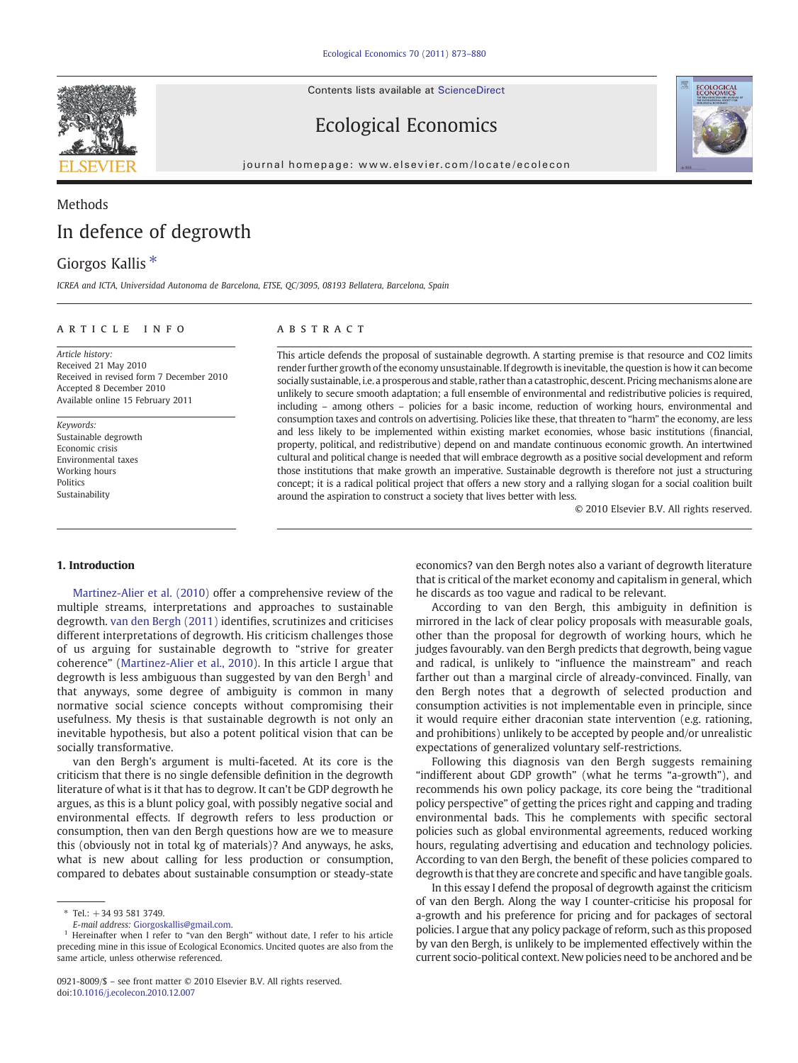Methods

# In defence of degrowth

Giorgos Kallis *

*ICREA and ICTA, Universidad Autonoma de Barcelona, ETSE, QC/3095, 08193 Bellatera, Barcelona, Spain*

**ARTICLE INFO**

*Article history:*
Received 21 May 2010
Received in revised form 7 December 2010
Accepted 8 December 2010
Available online 15 February 2011

*Keywords:*
Sustainable degrowth
Economic crisis
Environmental taxes
Working hours
Politics
Sustainability

**ABSTRACT**

This article defends the proposal of sustainable degrowth. A starting premise is that resource and CO2 limits render further growth of the economy unsustainable. If degrowth is inevitable, the question is how it can become socially sustainable, i.e. a prosperous and stable, rather than a catastrophic, descent. Pricing mechanisms alone are unlikely to secure smooth adaptation; a full ensemble of environmental and redistributive policies is required, including – among others – policies for a basic income, reduction of working hours, environmental and consumption taxes and controls on advertising. Policies like these, that threaten to "harm" the economy, are less and less likely to be implemented within existing market economies, whose basic institutions (financial, property, political, and redistributive) depend on and mandate continuous economic growth. An intertwined cultural and political change is needed that will embrace degrowth as a positive social development and reform those institutions that make growth an imperative. Sustainable degrowth is therefore not just a structuring concept; it is a radical political project that offers a new story and a rallying slogan for a social coalition built around the aspiration to construct a society that lives better with less.

© 2010 Elsevier B.V. All rights reserved.

## 1. Introduction

Martinez-Alier et al. (2010) offer a comprehensive review of the multiple streams, interpretations and approaches to sustainable degrowth. van den Bergh (2011) identifies, scrutinizes and criticises different interpretations of degrowth. His criticism challenges those of us arguing for sustainable degrowth to "strive for greater coherence" (Martinez-Alier et al., 2010). In this article I argue that degrowth is less ambiguous than suggested by van den Bergh[1] and that anyways, some degree of ambiguity is common in many normative social science concepts without compromising their usefulness. My thesis is that sustainable degrowth is not only an inevitable hypothesis, but also a potent political vision that can be socially transformative.

van den Bergh's argument is multi-faceted. At its core is the criticism that there is no single defensible definition in the degrowth literature of what is it that has to degrow. It can't be GDP degrowth he argues, as this is a blunt policy goal, with possibly negative social and environmental effects. If degrowth refers to less production or consumption, then van den Bergh questions how are we to measure this (obviously not in total kg of materials)? And anyways, he asks, what is new about calling for less production or consumption, compared to debates about sustainable consumption or steady-state economics? van den Bergh notes also a variant of degrowth literature that is critical of the market economy and capitalism in general, which he discards as too vague and radical to be relevant.

According to van den Bergh, this ambiguity in definition is mirrored in the lack of clear policy proposals with measurable goals, other than the proposal for degrowth of working hours, which he judges favourably. van den Bergh predicts that degrowth, being vague and radical, is unlikely to "influence the mainstream" and reach farther out than a marginal circle of already-convinced. Finally, van den Bergh notes that a degrowth of selected production and consumption activities is not implementable even in principle, since it would require either draconian state intervention (e.g. rationing, and prohibitions) unlikely to be accepted by people and/or unrealistic expectations of generalized voluntary self-restrictions.

Following this diagnosis van den Bergh suggests remaining "indifferent about GDP growth" (what he terms "a-growth"), and recommends his own policy package, its core being the "traditional policy perspective" of getting the prices right and capping and trading environmental bads. This he complements with specific sectoral policies such as global environmental agreements, reduced working hours, regulating advertising and education and technology policies. According to van den Bergh, the benefit of these policies compared to degrowth is that they are concrete and specific and have tangible goals.

In this essay I defend the proposal of degrowth against the criticism of van den Bergh. Along the way I counter-criticise his proposal for a-growth and his preference for pricing and for packages of sectoral policies. I argue that any policy package of reform, such as this proposed by van den Bergh, is unlikely to be implemented effectively within the current socio-political context. New policies need to be anchored and be

---

\* Tel.: +34 93 581 3749.
*E-mail address:* Giorgoskallis@gmail.com.

[1] Hereinafter when I refer to "van den Bergh" without date, I refer to his article preceding mine in this issue of Ecological Economics. Uncited quotes are also from the same article, unless otherwise referenced.

0921-8009/$ – see front matter © 2010 Elsevier B.V. All rights reserved.
doi:10.1016/j.ecolecon.2010.12.007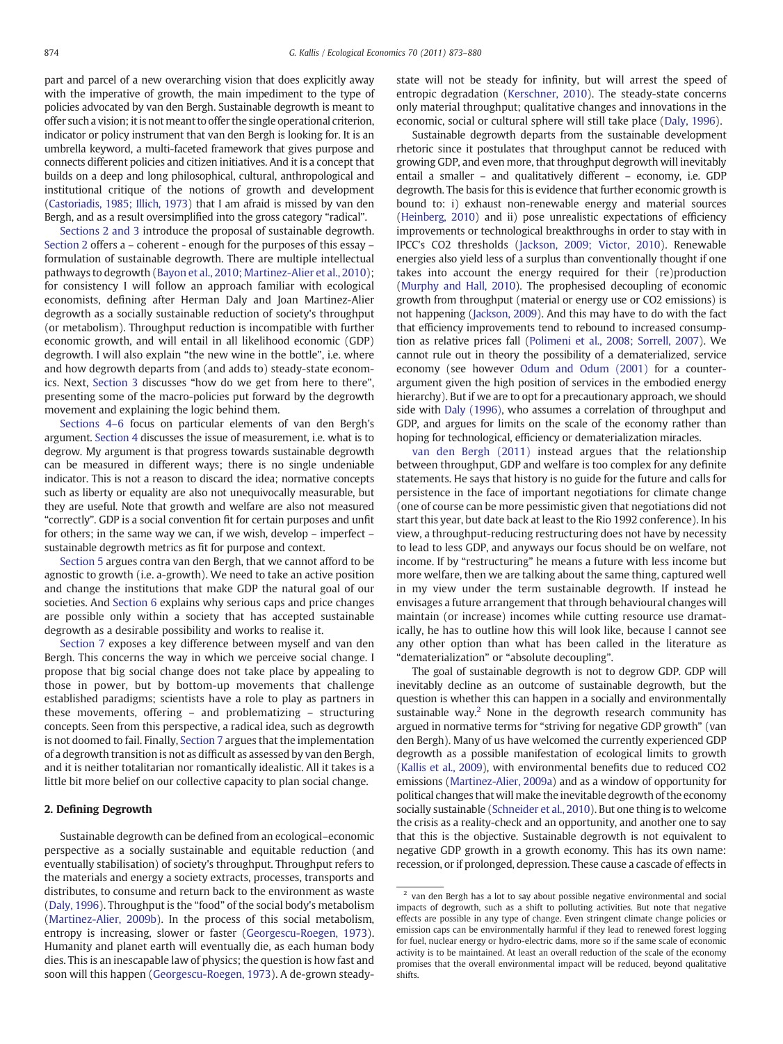part and parcel of a new overarching vision that does explicitly away with the imperative of growth, the main impediment to the type of policies advocated by van den Bergh. Sustainable degrowth is meant to offer such a vision; it is not meant to offer the single operational criterion, indicator or policy instrument that van den Bergh is looking for. It is an umbrella keyword, a multi-faceted framework that gives purpose and connects different policies and citizen initiatives. And it is a concept that builds on a deep and long philosophical, cultural, anthropological and institutional critique of the notions of growth and development (Castoriadis, 1985; Illich, 1973) that I am afraid is missed by van den Bergh, and as a result oversimplified into the gross category "radical".

Sections 2 and 3 introduce the proposal of sustainable degrowth. Section 2 offers a – coherent - enough for the purposes of this essay – formulation of sustainable degrowth. There are multiple intellectual pathways to degrowth (Bayon et al., 2010; Martinez-Alier et al., 2010); for consistency I will follow an approach familiar with ecological economists, defining after Herman Daly and Joan Martinez-Alier degrowth as a socially sustainable reduction of society's throughput (or metabolism). Throughput reduction is incompatible with further economic growth, and will entail in all likelihood economic (GDP) degrowth. I will also explain "the new wine in the bottle", i.e. where and how degrowth departs from (and adds to) steady-state economics. Next, Section 3 discusses "how do we get from here to there", presenting some of the macro-policies put forward by the degrowth movement and explaining the logic behind them.

Sections 4–6 focus on particular elements of van den Bergh's argument. Section 4 discusses the issue of measurement, i.e. what is to degrow. My argument is that progress towards sustainable degrowth can be measured in different ways; there is no single undeniable indicator. This is not a reason to discard the idea; normative concepts such as liberty or equality are also not unequivocally measurable, but they are useful. Note that growth and welfare are also not measured "correctly". GDP is a social convention fit for certain purposes and unfit for others; in the same way we can, if we wish, develop – imperfect – sustainable degrowth metrics as fit for purpose and context.

Section 5 argues contra van den Bergh, that we cannot afford to be agnostic to growth (i.e. a-growth). We need to take an active position and change the institutions that make GDP the natural goal of our societies. And Section 6 explains why serious caps and price changes are possible only within a society that has accepted sustainable degrowth as a desirable possibility and works to realise it.

Section 7 exposes a key difference between myself and van den Bergh. This concerns the way in which we perceive social change. I propose that big social change does not take place by appealing to those in power, but by bottom-up movements that challenge established paradigms; scientists have a role to play as partners in these movements, offering – and problematizing – structuring concepts. Seen from this perspective, a radical idea, such as degrowth is not doomed to fail. Finally, Section 7 argues that the implementation of a degrowth transition is not as difficult as assessed by van den Bergh, and it is neither totalitarian nor romantically idealistic. All it takes is a little bit more belief on our collective capacity to plan social change.

## 2. Defining Degrowth

Sustainable degrowth can be defined from an ecological–economic perspective as a socially sustainable and equitable reduction (and eventually stabilisation) of society's throughput. Throughput refers to the materials and energy a society extracts, processes, transports and distributes, to consume and return back to the environment as waste (Daly, 1996). Throughput is the "food" of the social body's metabolism (Martinez-Alier, 2009b). In the process of this social metabolism, entropy is increasing, slower or faster (Georgescu-Roegen, 1973). Humanity and planet earth will eventually die, as each human body dies. This is an inescapable law of physics; the question is how fast and soon will this happen (Georgescu-Roegen, 1973). A de-grown steady-state will not be steady for infinity, but will arrest the speed of entropic degradation (Kerschner, 2010). The steady-state concerns only material throughput; qualitative changes and innovations in the economic, social or cultural sphere will still take place (Daly, 1996).

Sustainable degrowth departs from the sustainable development rhetoric since it postulates that throughput cannot be reduced with growing GDP, and even more, that throughput degrowth will inevitably entail a smaller – and qualitatively different – economy, i.e. GDP degrowth. The basis for this is evidence that further economic growth is bound to: i) exhaust non-renewable energy and material sources (Heinberg, 2010) and ii) pose unrealistic expectations of efficiency improvements or technological breakthroughs in order to stay with in IPCC's CO2 thresholds (Jackson, 2009; Victor, 2010). Renewable energies also yield less of a surplus than conventionally thought if one takes into account the energy required for their (re)production (Murphy and Hall, 2010). The prophesised decoupling of economic growth from throughput (material or energy use or CO2 emissions) is not happening (Jackson, 2009). And this may have to do with the fact that efficiency improvements tend to rebound to increased consumption as relative prices fall (Polimeni et al., 2008; Sorrell, 2007). We cannot rule out in theory the possibility of a dematerialized, service economy (see however Odum and Odum (2001) for a counter-argument given the high position of services in the embodied energy hierarchy). But if we are to opt for a precautionary approach, we should side with Daly (1996), who assumes a correlation of throughput and GDP, and argues for limits on the scale of the economy rather than hoping for technological, efficiency or dematerialization miracles.

van den Bergh (2011) instead argues that the relationship between throughput, GDP and welfare is too complex for any definite statements. He says that history is no guide for the future and calls for persistence in the face of important negotiations for climate change (one of course can be more pessimistic given that negotiations did not start this year, but date back at least to the Rio 1992 conference). In his view, a throughput-reducing restructuring does not have by necessity to lead to less GDP, and anyways our focus should be on welfare, not income. If by "restructuring" he means a future with less income but more welfare, then we are talking about the same thing, captured well in my view under the term sustainable degrowth. If instead he envisages a future arrangement that through behavioural changes will maintain (or increase) incomes while cutting resource use dramatically, he has to outline how this will look like, because I cannot see any other option than what has been called in the literature as "dematerialization" or "absolute decoupling".

The goal of sustainable degrowth is not to degrow GDP. GDP will inevitably decline as an outcome of sustainable degrowth, but the question is whether this can happen in a socially and environmentally sustainable way.[2] None in the degrowth research community has argued in normative terms for "striving for negative GDP growth" (van den Bergh). Many of us have welcomed the currently experienced GDP degrowth as a possible manifestation of ecological limits to growth (Kallis et al., 2009), with environmental benefits due to reduced CO2 emissions (Martinez-Alier, 2009a) and as a window of opportunity for political changes that will make the inevitable degrowth of the economy socially sustainable (Schneider et al., 2010). But one thing is to welcome the crisis as a reality-check and an opportunity, and another one to say that this is the objective. Sustainable degrowth is not equivalent to negative GDP growth in a growth economy. This has its own name: recession, or if prolonged, depression. These cause a cascade of effects in

[2] van den Bergh has a lot to say about possible negative environmental and social impacts of degrowth, such as a shift to polluting activities. But note that negative effects are possible in any type of change. Even stringent climate change policies or emission caps can be environmentally harmful if they lead to renewed forest logging for fuel, nuclear energy or hydro-electric dams, more so if the same scale of economic activity is to be maintained. At least an overall reduction of the scale of the economy promises that the overall environmental impact will be reduced, beyond qualitative shifts.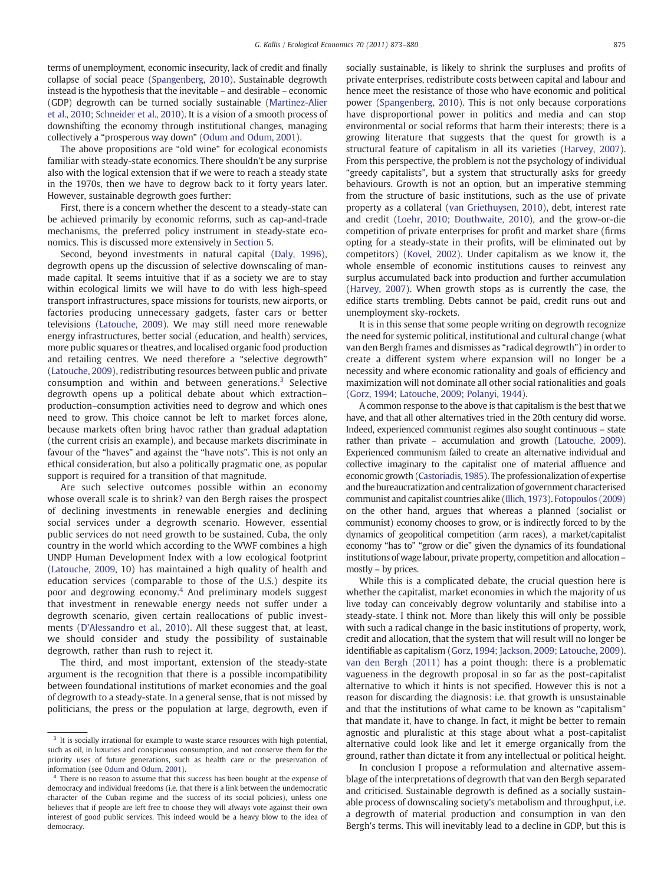terms of unemployment, economic insecurity, lack of credit and finally collapse of social peace (Spangenberg, 2010). Sustainable degrowth instead is the hypothesis that the inevitable – and desirable – economic (GDP) degrowth can be turned socially sustainable (Martinez-Alier et al., 2010; Schneider et al., 2010). It is a vision of a smooth process of downshifting the economy through institutional changes, managing collectively a "prosperous way down" (Odum and Odum, 2001).

The above propositions are "old wine" for ecological economists familiar with steady-state economics. There shouldn't be any surprise also with the logical extension that if we were to reach a steady state in the 1970s, then we have to degrow back to it forty years later. However, sustainable degrowth goes further:

First, there is a concern whether the descent to a steady-state can be achieved primarily by economic reforms, such as cap-and-trade mechanisms, the preferred policy instrument in steady-state economics. This is discussed more extensively in Section 5.

Second, beyond investments in natural capital (Daly, 1996), degrowth opens up the discussion of selective downscaling of man-made capital. It seems intuitive that if as a society we are to stay within ecological limits we will have to do with less high-speed transport infrastructures, space missions for tourists, new airports, or factories producing unnecessary gadgets, faster cars or better televisions (Latouche, 2009). We may still need more renewable energy infrastructures, better social (education, and health) services, more public squares or theatres, and localised organic food production and retailing centres. We need therefore a "selective degrowth" (Latouche, 2009), redistributing resources between public and private consumption and within and between generations.[3] Selective degrowth opens up a political debate about which extraction–production–consumption activities need to degrow and which ones need to grow. This choice cannot be left to market forces alone, because markets often bring havoc rather than gradual adaptation (the current crisis an example), and because markets discriminate in favour of the "haves" and against the "have nots". This is not only an ethical consideration, but also a politically pragmatic one, as popular support is required for a transition of that magnitude.

Are such selective outcomes possible within an economy whose overall scale is to shrink? van den Bergh raises the prospect of declining investments in renewable energies and declining social services under a degrowth scenario. However, essential public services do not need growth to be sustained. Cuba, the only country in the world which according to the WWF combines a high UNDP Human Development Index with a low ecological footprint (Latouche, 2009, 10) has maintained a high quality of health and education services (comparable to those of the U.S.) despite its poor and degrowing economy.[4] And preliminary models suggest that investment in renewable energy needs not suffer under a degrowth scenario, given certain reallocations of public investments (D'Alessandro et al., 2010). All these suggest that, at least, we should consider and study the possibility of sustainable degrowth, rather than rush to reject it.

The third, and most important, extension of the steady-state argument is the recognition that there is a possible incompatibility between foundational institutions of market economies and the goal of degrowth to a steady-state. In a general sense, that is not missed by politicians, the press or the population at large, degrowth, even if socially sustainable, is likely to shrink the surpluses and profits of private enterprises, redistribute costs between capital and labour and hence meet the resistance of those who have economic and political power (Spangenberg, 2010). This is not only because corporations have disproportional power in politics and media and can stop environmental or social reforms that harm their interests; there is a growing literature that suggests that the quest for growth is a structural feature of capitalism in all its varieties (Harvey, 2007). From this perspective, the problem is not the psychology of individual "greedy capitalists", but a system that structurally asks for greedy behaviours. Growth is not an option, but an imperative stemming from the structure of basic institutions, such as the use of private property as a collateral (van Griethuysen, 2010), debt, interest rate and credit (Loehr, 2010; Douthwaite, 2010), and the grow-or-die competition of private enterprises for profit and market share (firms opting for a steady-state in their profits, will be eliminated out by competitors) (Kovel, 2002). Under capitalism as we know it, the whole ensemble of economic institutions causes to reinvest any surplus accumulated back into production and further accumulation (Harvey, 2007). When growth stops as is currently the case, the edifice starts trembling. Debts cannot be paid, credit runs out and unemployment sky-rockets.

It is in this sense that some people writing on degrowth recognize the need for systemic political, institutional and cultural change (what van den Bergh frames and dismisses as "radical degrowth") in order to create a different system where expansion will no longer be a necessity and where economic rationality and goals of efficiency and maximization will not dominate all other social rationalities and goals (Gorz, 1994; Latouche, 2009; Polanyi, 1944).

A common response to the above is that capitalism is the best that we have, and that all other alternatives tried in the 20th century did worse. Indeed, experienced communist regimes also sought continuous – state rather than private – accumulation and growth (Latouche, 2009). Experienced communism failed to create an alternative individual and collective imaginary to the capitalist one of material affluence and economic growth (Castoriadis, 1985). The professionalization of expertise and the bureaucratization and centralization of government characterised communist and capitalist countries alike (Illich, 1973). Fotopoulos (2009) on the other hand, argues that whereas a planned (socialist or communist) economy chooses to grow, or is indirectly forced to by the dynamics of geopolitical competition (arm races), a market/capitalist economy "has to" "grow or die" given the dynamics of its foundational institutions of wage labour, private property, competition and allocation – mostly – by prices.

While this is a complicated debate, the crucial question here is whether the capitalist, market economies in which the majority of us live today can conceivably degrow voluntarily and stabilise into a steady-state. I think not. More than likely this will only be possible with such a radical change in the basic institutions of property, work, credit and allocation, that the system that will result will no longer be identifiable as capitalism (Gorz, 1994; Jackson, 2009; Latouche, 2009). van den Bergh (2011) has a point though: there is a problematic vagueness in the degrowth proposal in so far as the post-capitalist alternative to which it hints is not specified. However this is not a reason for discarding the diagnosis: i.e. that growth is unsustainable and that the institutions of what came to be known as "capitalism" that mandate it, have to change. In fact, it might be better to remain agnostic and pluralistic at this stage about what a post-capitalist alternative could look like and let it emerge organically from the ground, rather than dictate it from any intellectual or political height.

In conclusion I propose a reformulation and alternative assemblage of the interpretations of degrowth that van den Bergh separated and criticised. Sustainable degrowth is defined as a socially sustainable process of downscaling society's metabolism and throughput, i.e. a degrowth of material production and consumption in van den Bergh's terms. This will inevitably lead to a decline in GDP, but this is

---

[3] It is socially irrational for example to waste scarce resources with high potential, such as oil, in luxuries and conspicuous consumption, and not conserve them for the priority uses of future generations, such as health care or the preservation of information (see Odum and Odum, 2001).

[4] There is no reason to assume that this success has been bought at the expense of democracy and individual freedoms (i.e. that there is a link between the undemocratic character of the Cuban regime and the success of its social policies), unless one believes that if people are left free to choose they will always vote against their own interest of good public services. This indeed would be a heavy blow to the idea of democracy.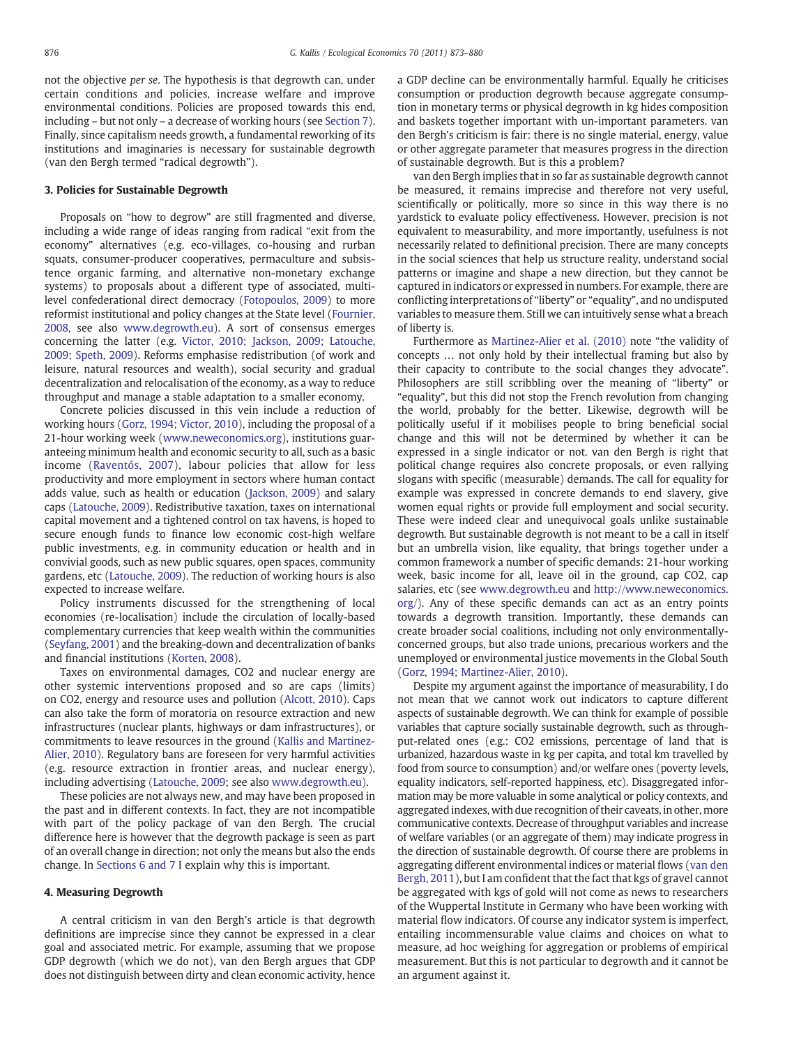not the objective *per se*. The hypothesis is that degrowth can, under certain conditions and policies, increase welfare and improve environmental conditions. Policies are proposed towards this end, including – but not only – a decrease of working hours (see Section 7). Finally, since capitalism needs growth, a fundamental reworking of its institutions and imaginaries is necessary for sustainable degrowth (van den Bergh termed "radical degrowth").

## 3. Policies for Sustainable Degrowth

Proposals on "how to degrow" are still fragmented and diverse, including a wide range of ideas ranging from radical "exit from the economy" alternatives (e.g. eco-villages, co-housing and rurban squats, consumer-producer cooperatives, permaculture and subsistence organic farming, and alternative non-monetary exchange systems) to proposals about a different type of associated, multi-level confederational direct democracy (Fotopoulos, 2009) to more reformist institutional and policy changes at the State level (Fournier, 2008, see also www.degrowth.eu). A sort of consensus emerges concerning the latter (e.g. Victor, 2010; Jackson, 2009; Latouche, 2009; Speth, 2009). Reforms emphasise redistribution (of work and leisure, natural resources and wealth), social security and gradual decentralization and relocalisation of the economy, as a way to reduce throughput and manage a stable adaptation to a smaller economy.

Concrete policies discussed in this vein include a reduction of working hours (Gorz, 1994; Victor, 2010), including the proposal of a 21-hour working week (www.neweconomics.org), institutions guaranteeing minimum health and economic security to all, such as a basic income (Raventós, 2007), labour policies that allow for less productivity and more employment in sectors where human contact adds value, such as health or education (Jackson, 2009) and salary caps (Latouche, 2009). Redistributive taxation, taxes on international capital movement and a tightened control on tax havens, is hoped to secure enough funds to finance low economic cost-high welfare public investments, e.g. in community education or health and in convivial goods, such as new public squares, open spaces, community gardens, etc (Latouche, 2009). The reduction of working hours is also expected to increase welfare.

Policy instruments discussed for the strengthening of local economies (re-localisation) include the circulation of locally-based complementary currencies that keep wealth within the communities (Seyfang, 2001) and the breaking-down and decentralization of banks and financial institutions (Korten, 2008).

Taxes on environmental damages, CO2 and nuclear energy are other systemic interventions proposed and so are caps (limits) on CO2, energy and resource uses and pollution (Alcott, 2010). Caps can also take the form of moratoria on resource extraction and new infrastructures (nuclear plants, highways or dam infrastructures), or commitments to leave resources in the ground (Kallis and Martinez-Alier, 2010). Regulatory bans are foreseen for very harmful activities (e.g. resource extraction in frontier areas, and nuclear energy), including advertising (Latouche, 2009; see also www.degrowth.eu).

These policies are not always new, and may have been proposed in the past and in different contexts. In fact, they are not incompatible with part of the policy package of van den Bergh. The crucial difference here is however that the degrowth package is seen as part of an overall change in direction; not only the means but also the ends change. In Sections 6 and 7 I explain why this is important.

## 4. Measuring Degrowth

A central criticism in van den Bergh's article is that degrowth definitions are imprecise since they cannot be expressed in a clear goal and associated metric. For example, assuming that we propose GDP degrowth (which we do not), van den Bergh argues that GDP does not distinguish between dirty and clean economic activity, hence a GDP decline can be environmentally harmful. Equally he criticises consumption or production degrowth because aggregate consumption in monetary terms or physical degrowth in kg hides composition and baskets together important with un-important parameters. van den Bergh's criticism is fair: there is no single material, energy, value or other aggregate parameter that measures progress in the direction of sustainable degrowth. But is this a problem?

van den Bergh implies that in so far as sustainable degrowth cannot be measured, it remains imprecise and therefore not very useful, scientifically or politically, more so since in this way there is no yardstick to evaluate policy effectiveness. However, precision is not equivalent to measurability, and more importantly, usefulness is not necessarily related to definitional precision. There are many concepts in the social sciences that help us structure reality, understand social patterns or imagine and shape a new direction, but they cannot be captured in indicators or expressed in numbers. For example, there are conflicting interpretations of "liberty" or "equality", and no undisputed variables to measure them. Still we can intuitively sense what a breach of liberty is.

Furthermore as Martinez-Alier et al. (2010) note "the validity of concepts … not only hold by their intellectual framing but also by their capacity to contribute to the social changes they advocate". Philosophers are still scribbling over the meaning of "liberty" or "equality", but this did not stop the French revolution from changing the world, probably for the better. Likewise, degrowth will be politically useful if it mobilises people to bring beneficial social change and this will not be determined by whether it can be expressed in a single indicator or not. van den Bergh is right that political change requires also concrete proposals, or even rallying slogans with specific (measurable) demands. The call for equality for example was expressed in concrete demands to end slavery, give women equal rights or provide full employment and social security. These were indeed clear and unequivocal goals unlike sustainable degrowth. But sustainable degrowth is not meant to be a call in itself but an umbrella vision, like equality, that brings together under a common framework a number of specific demands: 21-hour working week, basic income for all, leave oil in the ground, cap CO2, cap salaries, etc (see www.degrowth.eu and http://www.neweconomics.org/). Any of these specific demands can act as an entry points towards a degrowth transition. Importantly, these demands can create broader social coalitions, including not only environmentally-concerned groups, but also trade unions, precarious workers and the unemployed or environmental justice movements in the Global South (Gorz, 1994; Martinez-Alier, 2010).

Despite my argument against the importance of measurability, I do not mean that we cannot work out indicators to capture different aspects of sustainable degrowth. We can think for example of possible variables that capture socially sustainable degrowth, such as throughput-related ones (e.g.: CO2 emissions, percentage of land that is urbanized, hazardous waste in kg per capita, and total km travelled by food from source to consumption) and/or welfare ones (poverty levels, equality indicators, self-reported happiness, etc). Disaggregated information may be more valuable in some analytical or policy contexts, and aggregated indexes, with due recognition of their caveats, in other, more communicative contexts. Decrease of throughput variables and increase of welfare variables (or an aggregate of them) may indicate progress in the direction of sustainable degrowth. Of course there are problems in aggregating different environmental indices or material flows (van den Bergh, 2011), but I am confident that the fact that kgs of gravel cannot be aggregated with kgs of gold will not come as news to researchers of the Wuppertal Institute in Germany who have been working with material flow indicators. Of course any indicator system is imperfect, entailing incommensurable value claims and choices on what to measure, ad hoc weighing for aggregation or problems of empirical measurement. But this is not particular to degrowth and it cannot be an argument against it.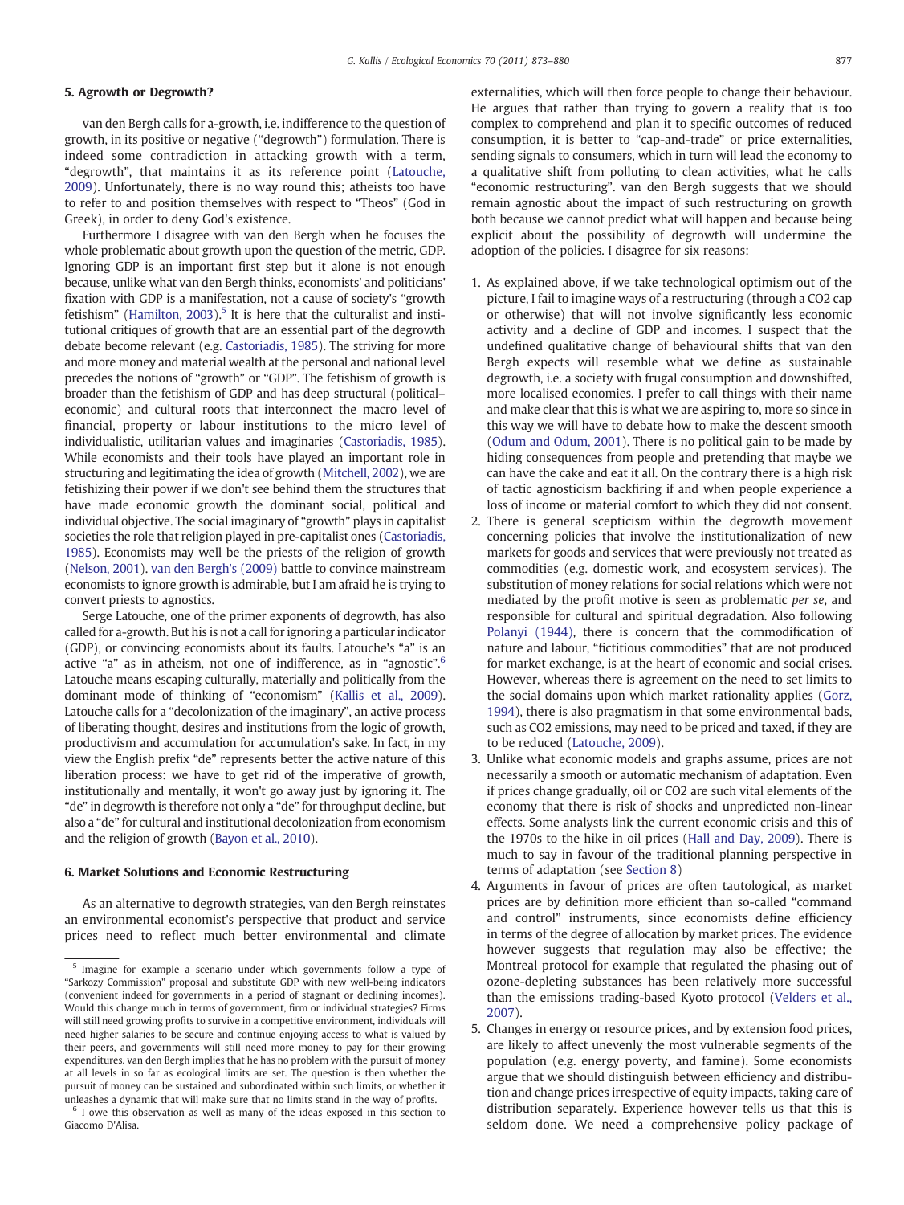## 5. Agrowth or Degrowth?

van den Bergh calls for a-growth, i.e. indifference to the question of growth, in its positive or negative ("degrowth") formulation. There is indeed some contradiction in attacking growth with a term, "degrowth", that maintains it as its reference point (Latouche, 2009). Unfortunately, there is no way round this; atheists too have to refer to and position themselves with respect to "Theos" (God in Greek), in order to deny God's existence.

Furthermore I disagree with van den Bergh when he focuses the whole problematic about growth upon the question of the metric, GDP. Ignoring GDP is an important first step but it alone is not enough because, unlike what van den Bergh thinks, economists' and politicians' fixation with GDP is a manifestation, not a cause of society's "growth fetishism" (Hamilton, 2003).[5] It is here that the culturalist and institutional critiques of growth that are an essential part of the degrowth debate become relevant (e.g. Castoriadis, 1985). The striving for more and more money and material wealth at the personal and national level precedes the notions of "growth" or "GDP". The fetishism of growth is broader than the fetishism of GDP and has deep structural (political–economic) and cultural roots that interconnect the macro level of financial, property or labour institutions to the micro level of individualistic, utilitarian values and imaginaries (Castoriadis, 1985). While economists and their tools have played an important role in structuring and legitimating the idea of growth (Mitchell, 2002), we are fetishizing their power if we don't see behind them the structures that have made economic growth the dominant social, political and individual objective. The social imaginary of "growth" plays in capitalist societies the role that religion played in pre-capitalist ones (Castoriadis, 1985). Economists may well be the priests of the religion of growth (Nelson, 2001). van den Bergh's (2009) battle to convince mainstream economists to ignore growth is admirable, but I am afraid he is trying to convert priests to agnostics.

Serge Latouche, one of the primer exponents of degrowth, has also called for a-growth. But his is not a call for ignoring a particular indicator (GDP), or convincing economists about its faults. Latouche's "a" is an active "a" as in atheism, not one of indifference, as in "agnostic".[6] Latouche means escaping culturally, materially and politically from the dominant mode of thinking of "economism" (Kallis et al., 2009). Latouche calls for a "decolonization of the imaginary", an active process of liberating thought, desires and institutions from the logic of growth, productivism and accumulation for accumulation's sake. In fact, in my view the English prefix "de" represents better the active nature of this liberation process: we have to get rid of the imperative of growth, institutionally and mentally, it won't go away just by ignoring it. The "de" in degrowth is therefore not only a "de" for throughput decline, but also a "de" for cultural and institutional decolonization from economism and the religion of growth (Bayon et al., 2010).

## 6. Market Solutions and Economic Restructuring

As an alternative to degrowth strategies, van den Bergh reinstates an environmental economist's perspective that product and service prices need to reflect much better environmental and climate externalities, which will then force people to change their behaviour. He argues that rather than trying to govern a reality that is too complex to comprehend and plan it to specific outcomes of reduced consumption, it is better to "cap-and-trade" or price externalities, sending signals to consumers, which in turn will lead the economy to a qualitative shift from polluting to clean activities, what he calls "economic restructuring". van den Bergh suggests that we should remain agnostic about the impact of such restructuring on growth both because we cannot predict what will happen and because being explicit about the possibility of degrowth will undermine the adoption of the policies. I disagree for six reasons:

1. As explained above, if we take technological optimism out of the picture, I fail to imagine ways of a restructuring (through a CO2 cap or otherwise) that will not involve significantly less economic activity and a decline of GDP and incomes. I suspect that the undefined qualitative change of behavioural shifts that van den Bergh expects will resemble what we define as sustainable degrowth, i.e. a society with frugal consumption and downshifted, more localised economies. I prefer to call things with their name and make clear that this is what we are aspiring to, more so since in this way we will have to debate how to make the descent smooth (Odum and Odum, 2001). There is no political gain to be made by hiding consequences from people and pretending that maybe we can have the cake and eat it all. On the contrary there is a high risk of tactic agnosticism backfiring if and when people experience a loss of income or material comfort to which they did not consent.
2. There is general scepticism within the degrowth movement concerning policies that involve the institutionalization of new markets for goods and services that were previously not treated as commodities (e.g. domestic work, and ecosystem services). The substitution of money relations for social relations which were not mediated by the profit motive is seen as problematic *per se*, and responsible for cultural and spiritual degradation. Also following Polanyi (1944), there is concern that the commodification of nature and labour, "fictitious commodities" that are not produced for market exchange, is at the heart of economic and social crises. However, whereas there is agreement on the need to set limits to the social domains upon which market rationality applies (Gorz, 1994), there is also pragmatism in that some environmental bads, such as CO2 emissions, may need to be priced and taxed, if they are to be reduced (Latouche, 2009).
3. Unlike what economic models and graphs assume, prices are not necessarily a smooth or automatic mechanism of adaptation. Even if prices change gradually, oil or CO2 are such vital elements of the economy that there is risk of shocks and unpredicted non-linear effects. Some analysts link the current economic crisis and this of the 1970s to the hike in oil prices (Hall and Day, 2009). There is much to say in favour of the traditional planning perspective in terms of adaptation (see Section 8)
4. Arguments in favour of prices are often tautological, as market prices are by definition more efficient than so-called "command and control" instruments, since economists define efficiency in terms of the degree of allocation by market prices. The evidence however suggests that regulation may also be effective; the Montreal protocol for example that regulated the phasing out of ozone-depleting substances has been relatively more successful than the emissions trading-based Kyoto protocol (Velders et al., 2007).
5. Changes in energy or resource prices, and by extension food prices, are likely to affect unevenly the most vulnerable segments of the population (e.g. energy poverty, and famine). Some economists argue that we should distinguish between efficiency and distribution and change prices irrespective of equity impacts, taking care of distribution separately. Experience however tells us that this is seldom done. We need a comprehensive policy package of

---

[5] Imagine for example a scenario under which governments follow a type of "Sarkozy Commission" proposal and substitute GDP with new well-being indicators (convenient indeed for governments in a period of stagnant or declining incomes). Would this change much in terms of government, firm or individual strategies? Firms will still need growing profits to survive in a competitive environment, individuals will need higher salaries to be secure and continue enjoying access to what is valued by their peers, and governments will still need more money to pay for their growing expenditures. van den Bergh implies that he has no problem with the pursuit of money at all levels in so far as ecological limits are set. The question is then whether the pursuit of money can be sustained and subordinated within such limits, or whether it unleashes a dynamic that will make sure that no limits stand in the way of profits.

[6] I owe this observation as well as many of the ideas exposed in this section to Giacomo D'Alisa.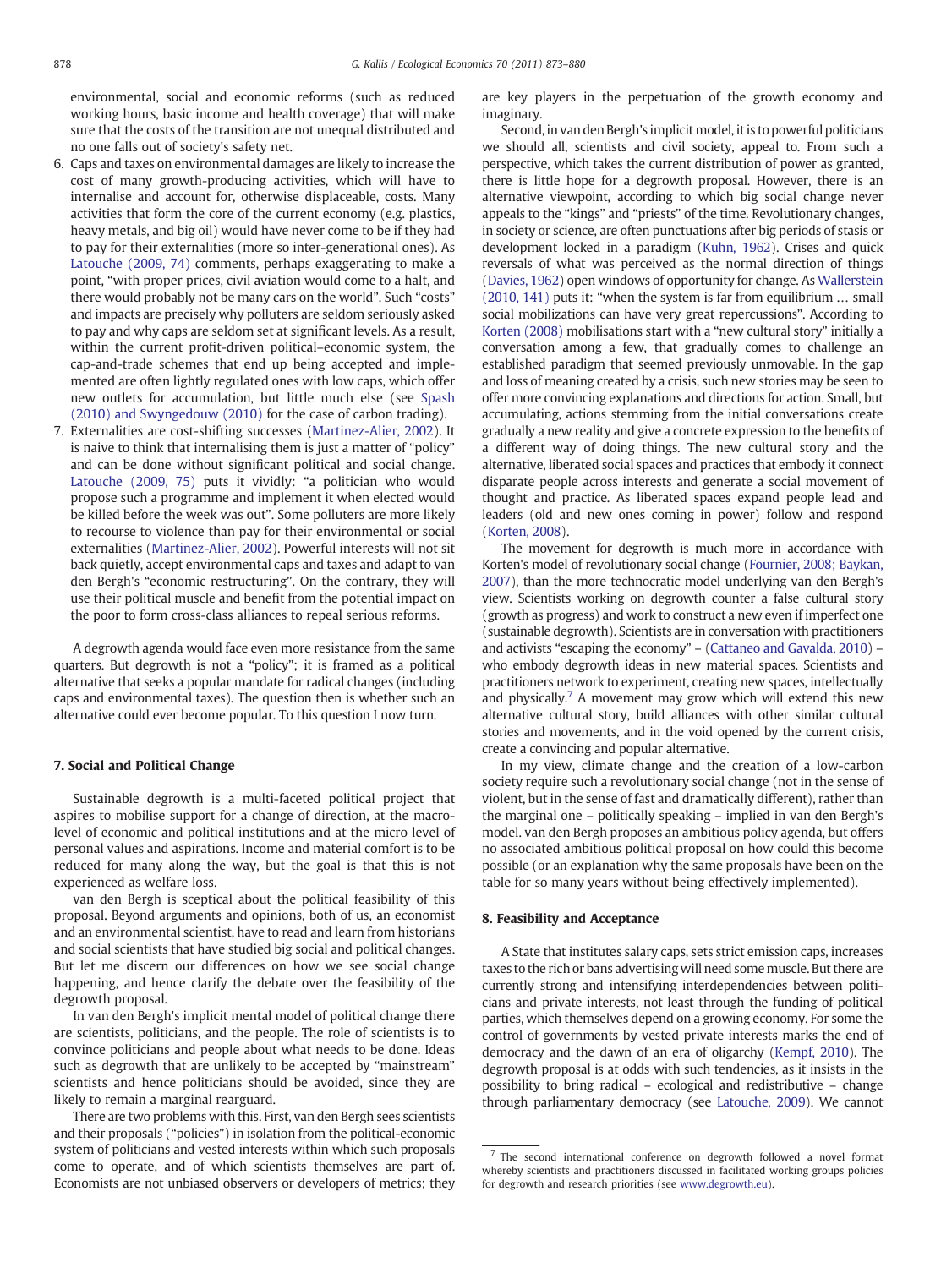environmental, social and economic reforms (such as reduced working hours, basic income and health coverage) that will make sure that the costs of the transition are not unequal distributed and no one falls out of society's safety net.

6. Caps and taxes on environmental damages are likely to increase the cost of many growth-producing activities, which will have to internalise and account for, otherwise displaceable, costs. Many activities that form the core of the current economy (e.g. plastics, heavy metals, and big oil) would have never come to be if they had to pay for their externalities (more so inter-generational ones). As Latouche (2009, 74) comments, perhaps exaggerating to make a point, "with proper prices, civil aviation would come to a halt, and there would probably not be many cars on the world". Such "costs" and impacts are precisely why polluters are seldom seriously asked to pay and why caps are seldom set at significant levels. As a result, within the current profit-driven political–economic system, the cap-and-trade schemes that end up being accepted and implemented are often lightly regulated ones with low caps, which offer new outlets for accumulation, but little much else (see Spash (2010) and Swyngedouw (2010) for the case of carbon trading).
7. Externalities are cost-shifting successes (Martinez-Alier, 2002). It is naive to think that internalising them is just a matter of "policy" and can be done without significant political and social change. Latouche (2009, 75) puts it vividly: "a politician who would propose such a programme and implement it when elected would be killed before the week was out". Some polluters are more likely to recourse to violence than pay for their environmental or social externalities (Martinez-Alier, 2002). Powerful interests will not sit back quietly, accept environmental caps and taxes and adapt to van den Bergh's "economic restructuring". On the contrary, they will use their political muscle and benefit from the potential impact on the poor to form cross-class alliances to repeal serious reforms.

A degrowth agenda would face even more resistance from the same quarters. But degrowth is not a "policy"; it is framed as a political alternative that seeks a popular mandate for radical changes (including caps and environmental taxes). The question then is whether such an alternative could ever become popular. To this question I now turn.

## 7. Social and Political Change

Sustainable degrowth is a multi-faceted political project that aspires to mobilise support for a change of direction, at the macro-level of economic and political institutions and at the micro level of personal values and aspirations. Income and material comfort is to be reduced for many along the way, but the goal is that this is not experienced as welfare loss.

van den Bergh is sceptical about the political feasibility of this proposal. Beyond arguments and opinions, both of us, an economist and an environmental scientist, have to read and learn from historians and social scientists that have studied big social and political changes. But let me discern our differences on how we see social change happening, and hence clarify the debate over the feasibility of the degrowth proposal.

In van den Bergh's implicit mental model of political change there are scientists, politicians, and the people. The role of scientists is to convince politicians and people about what needs to be done. Ideas such as degrowth that are unlikely to be accepted by "mainstream" scientists and hence politicians should be avoided, since they are likely to remain a marginal rearguard.

There are two problems with this. First, van den Bergh sees scientists and their proposals ("policies") in isolation from the political-economic system of politicians and vested interests within which such proposals come to operate, and of which scientists themselves are part of. Economists are not unbiased observers or developers of metrics; they are key players in the perpetuation of the growth economy and imaginary.

Second, in van den Bergh's implicit model, it is to powerful politicians we should all, scientists and civil society, appeal to. From such a perspective, which takes the current distribution of power as granted, there is little hope for a degrowth proposal. However, there is an alternative viewpoint, according to which big social change never appeals to the "kings" and "priests" of the time. Revolutionary changes, in society or science, are often punctuations after big periods of stasis or development locked in a paradigm (Kuhn, 1962). Crises and quick reversals of what was perceived as the normal direction of things (Davies, 1962) open windows of opportunity for change. As Wallerstein (2010, 141) puts it: "when the system is far from equilibrium … small social mobilizations can have very great repercussions". According to Korten (2008) mobilisations start with a "new cultural story" initially a conversation among a few, that gradually comes to challenge an established paradigm that seemed previously unmovable. In the gap and loss of meaning created by a crisis, such new stories may be seen to offer more convincing explanations and directions for action. Small, but accumulating, actions stemming from the initial conversations create gradually a new reality and give a concrete expression to the benefits of a different way of doing things. The new cultural story and the alternative, liberated social spaces and practices that embody it connect disparate people across interests and generate a social movement of thought and practice. As liberated spaces expand people lead and leaders (old and new ones coming in power) follow and respond (Korten, 2008).

The movement for degrowth is much more in accordance with Korten's model of revolutionary social change (Fournier, 2008; Baykan, 2007), than the more technocratic model underlying van den Bergh's view. Scientists working on degrowth counter a false cultural story (growth as progress) and work to construct a new even if imperfect one (sustainable degrowth). Scientists are in conversation with practitioners and activists "escaping the economy" – (Cattaneo and Gavalda, 2010) – who embody degrowth ideas in new material spaces. Scientists and practitioners network to experiment, creating new spaces, intellectually and physically.[7] A movement may grow which will extend this new alternative cultural story, build alliances with other similar cultural stories and movements, and in the void opened by the current crisis, create a convincing and popular alternative.

In my view, climate change and the creation of a low-carbon society require such a revolutionary social change (not in the sense of violent, but in the sense of fast and dramatically different), rather than the marginal one – politically speaking – implied in van den Bergh's model. van den Bergh proposes an ambitious policy agenda, but offers no associated ambitious political proposal on how could this become possible (or an explanation why the same proposals have been on the table for so many years without being effectively implemented).

## 8. Feasibility and Acceptance

A State that institutes salary caps, sets strict emission caps, increases taxes to the rich or bans advertising will need some muscle. But there are currently strong and intensifying interdependencies between politicians and private interests, not least through the funding of political parties, which themselves depend on a growing economy. For some the control of governments by vested private interests marks the end of democracy and the dawn of an era of oligarchy (Kempf, 2010). The degrowth proposal is at odds with such tendencies, as it insists in the possibility to bring radical – ecological and redistributive – change through parliamentary democracy (see Latouche, 2009). We cannot

[7] The second international conference on degrowth followed a novel format whereby scientists and practitioners discussed in facilitated working groups policies for degrowth and research priorities (see www.degrowth.eu).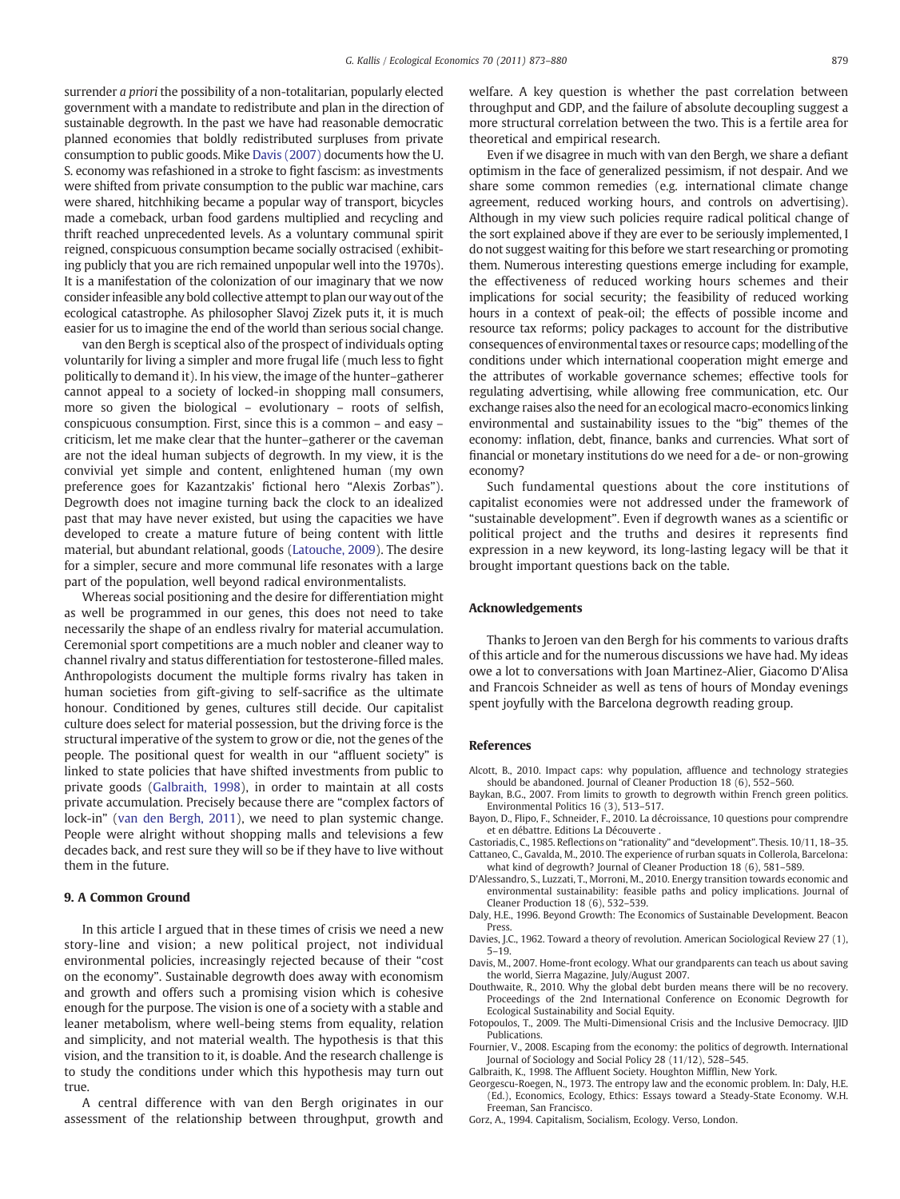surrender *a priori* the possibility of a non-totalitarian, popularly elected government with a mandate to redistribute and plan in the direction of sustainable degrowth. In the past we have had reasonable democratic planned economies that boldly redistributed surpluses from private consumption to public goods. Mike Davis (2007) documents how the U. S. economy was refashioned in a stroke to fight fascism: as investments were shifted from private consumption to the public war machine, cars were shared, hitchhiking became a popular way of transport, bicycles made a comeback, urban food gardens multiplied and recycling and thrift reached unprecedented levels. As a voluntary communal spirit reigned, conspicuous consumption became socially ostracised (exhibiting publicly that you are rich remained unpopular well into the 1970s). It is a manifestation of the colonization of our imaginary that we now consider infeasible any bold collective attempt to plan our way out of the ecological catastrophe. As philosopher Slavoj Zizek puts it, it is much easier for us to imagine the end of the world than serious social change.

van den Bergh is sceptical also of the prospect of individuals opting voluntarily for living a simpler and more frugal life (much less to fight politically to demand it). In his view, the image of the hunter–gatherer cannot appeal to a society of locked-in shopping mall consumers, more so given the biological – evolutionary – roots of selfish, conspicuous consumption. First, since this is a common – and easy – criticism, let me make clear that the hunter–gatherer or the caveman are not the ideal human subjects of degrowth. In my view, it is the convivial yet simple and content, enlightened human (my own preference goes for Kazantzakis' fictional hero "Alexis Zorbas"). Degrowth does not imagine turning back the clock to an idealized past that may have never existed, but using the capacities we have developed to create a mature future of being content with little material, but abundant relational, goods (Latouche, 2009). The desire for a simpler, secure and more communal life resonates with a large part of the population, well beyond radical environmentalists.

Whereas social positioning and the desire for differentiation might as well be programmed in our genes, this does not need to take necessarily the shape of an endless rivalry for material accumulation. Ceremonial sport competitions are a much nobler and cleaner way to channel rivalry and status differentiation for testosterone-filled males. Anthropologists document the multiple forms rivalry has taken in human societies from gift-giving to self-sacrifice as the ultimate honour. Conditioned by genes, cultures still decide. Our capitalist culture does select for material possession, but the driving force is the structural imperative of the system to grow or die, not the genes of the people. The positional quest for wealth in our "affluent society" is linked to state policies that have shifted investments from public to private goods (Galbraith, 1998), in order to maintain at all costs private accumulation. Precisely because there are "complex factors of lock-in" (van den Bergh, 2011), we need to plan systemic change. People were alright without shopping malls and televisions a few decades back, and rest sure they will so be if they have to live without them in the future.

## 9. A Common Ground

In this article I argued that in these times of crisis we need a new story-line and vision; a new political project, not individual environmental policies, increasingly rejected because of their "cost on the economy". Sustainable degrowth does away with economism and growth and offers such a promising vision which is cohesive enough for the purpose. The vision is one of a society with a stable and leaner metabolism, where well-being stems from equality, relation and simplicity, and not material wealth. The hypothesis is that this vision, and the transition to it, is doable. And the research challenge is to study the conditions under which this hypothesis may turn out true.

A central difference with van den Bergh originates in our assessment of the relationship between throughput, growth and welfare. A key question is whether the past correlation between throughput and GDP, and the failure of absolute decoupling suggest a more structural correlation between the two. This is a fertile area for theoretical and empirical research.

Even if we disagree in much with van den Bergh, we share a defiant optimism in the face of generalized pessimism, if not despair. And we share some common remedies (e.g. international climate change agreement, reduced working hours, and controls on advertising). Although in my view such policies require radical political change of the sort explained above if they are ever to be seriously implemented, I do not suggest waiting for this before we start researching or promoting them. Numerous interesting questions emerge including for example, the effectiveness of reduced working hours schemes and their implications for social security; the feasibility of reduced working hours in a context of peak-oil; the effects of possible income and resource tax reforms; policy packages to account for the distributive consequences of environmental taxes or resource caps; modelling of the conditions under which international cooperation might emerge and the attributes of workable governance schemes; effective tools for regulating advertising, while allowing free communication, etc. Our exchange raises also the need for an ecological macro-economics linking environmental and sustainability issues to the "big" themes of the economy: inflation, debt, finance, banks and currencies. What sort of financial or monetary institutions do we need for a de- or non-growing economy?

Such fundamental questions about the core institutions of capitalist economies were not addressed under the framework of "sustainable development". Even if degrowth wanes as a scientific or political project and the truths and desires it represents find expression in a new keyword, its long-lasting legacy will be that it brought important questions back on the table.

## Acknowledgements

Thanks to Jeroen van den Bergh for his comments to various drafts of this article and for the numerous discussions we have had. My ideas owe a lot to conversations with Joan Martinez-Alier, Giacomo D'Alisa and Francois Schneider as well as tens of hours of Monday evenings spent joyfully with the Barcelona degrowth reading group.

## References

Alcott, B., 2010. Impact caps: why population, affluence and technology strategies should be abandoned. Journal of Cleaner Production 18 (6), 552–560.

Baykan, B.G., 2007. From limits to growth to degrowth within French green politics. Environmental Politics 16 (3), 513–517.

Bayon, D., Flipo, F., Schneider, F., 2010. La décroissance, 10 questions pour comprendre et en débattre. Editions La Découverte .

Castoriadis, C., 1985. Reflections on "rationality" and "development". Thesis. 10/11, 18–35.

Cattaneo, C., Gavalda, M., 2010. The experience of rurban squats in Collerola, Barcelona: what kind of degrowth? Journal of Cleaner Production 18 (6), 581–589.

D'Alessandro, S., Luzzati, T., Morroni, M., 2010. Energy transition towards economic and environmental sustainability: feasible paths and policy implications. Journal of Cleaner Production 18 (6), 532–539.

Daly, H.E., 1996. Beyond Growth: The Economics of Sustainable Development. Beacon Press.

Davies, J.C., 1962. Toward a theory of revolution. American Sociological Review 27 (1), 5–19.

Davis, M., 2007. Home-front ecology. What our grandparents can teach us about saving the world, Sierra Magazine, July/August 2007.

Douthwaite, R., 2010. Why the global debt burden means there will be no recovery. Proceedings of the 2nd International Conference on Economic Degrowth for Ecological Sustainability and Social Equity.

Fotopoulos, T., 2009. The Multi-Dimensional Crisis and the Inclusive Democracy. IJID Publications.

Fournier, V., 2008. Escaping from the economy: the politics of degrowth. International Journal of Sociology and Social Policy 28 (11/12), 528–545.

Galbraith, K., 1998. The Affluent Society. Houghton Mifflin, New York.

Georgescu-Roegen, N., 1973. The entropy law and the economic problem. In: Daly, H.E. (Ed.), Economics, Ecology, Ethics: Essays toward a Steady-State Economy. W.H. Freeman, San Francisco.

Gorz, A., 1994. Capitalism, Socialism, Ecology. Verso, London.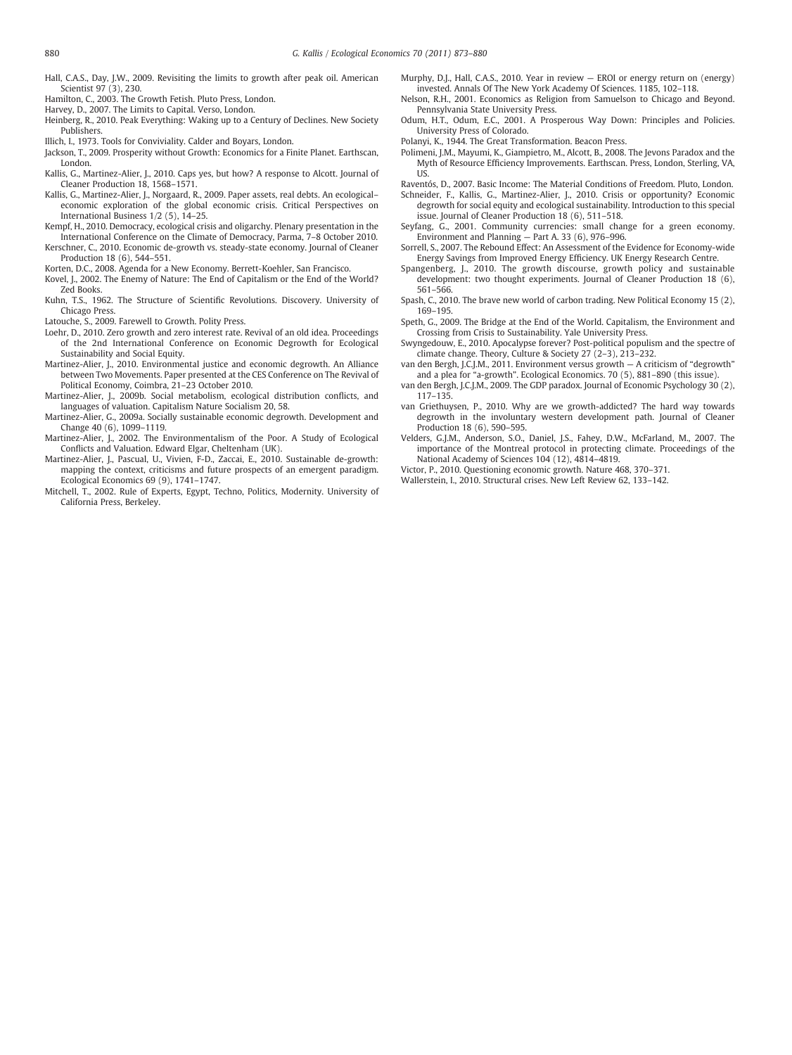Hall, C.A.S., Day, J.W., 2009. Revisiting the limits to growth after peak oil. American Scientist 97 (3), 230.

Hamilton, C., 2003. The Growth Fetish. Pluto Press, London.

Harvey, D., 2007. The Limits to Capital. Verso, London.

Heinberg, R., 2010. Peak Everything: Waking up to a Century of Declines. New Society Publishers.

Illich, I., 1973. Tools for Conviviality. Calder and Boyars, London.

Jackson, T., 2009. Prosperity without Growth: Economics for a Finite Planet. Earthscan, London.

Kallis, G., Martinez-Alier, J., 2010. Caps yes, but how? A response to Alcott. Journal of Cleaner Production 18, 1568–1571.

Kallis, G., Martinez-Alier, J., Norgaard, R., 2009. Paper assets, real debts. An ecological–economic exploration of the global economic crisis. Critical Perspectives on International Business 1/2 (5), 14–25.

Kempf, H., 2010. Democracy, ecological crisis and oligarchy. Plenary presentation in the International Conference on the Climate of Democracy, Parma, 7–8 October 2010.

Kerschner, C., 2010. Economic de-growth vs. steady-state economy. Journal of Cleaner Production 18 (6), 544–551.

Korten, D.C., 2008. Agenda for a New Economy. Berrett-Koehler, San Francisco.

Kovel, J., 2002. The Enemy of Nature: The End of Capitalism or the End of the World? Zed Books.

Kuhn, T.S., 1962. The Structure of Scientific Revolutions. Discovery. University of Chicago Press.

Latouche, S., 2009. Farewell to Growth. Polity Press.

Loehr, D., 2010. Zero growth and zero interest rate. Revival of an old idea. Proceedings of the 2nd International Conference on Economic Degrowth for Ecological Sustainability and Social Equity.

Martinez-Alier, J., 2010. Environmental justice and economic degrowth. An Alliance between Two Movements. Paper presented at the CES Conference on The Revival of Political Economy, Coimbra, 21–23 October 2010.

Martinez-Alier, J., 2009b. Social metabolism, ecological distribution conflicts, and languages of valuation. Capitalism Nature Socialism 20, 58.

Martinez-Alier, G., 2009a. Socially sustainable economic degrowth. Development and Change 40 (6), 1099–1119.

Martinez-Alier, J., 2002. The Environmentalism of the Poor. A Study of Ecological Conflicts and Valuation. Edward Elgar, Cheltenham (UK).

Martinez-Alier, J., Pascual, U., Vivien, F-D., Zaccai, E., 2010. Sustainable de-growth: mapping the context, criticisms and future prospects of an emergent paradigm. Ecological Economics 69 (9), 1741–1747.

Mitchell, T., 2002. Rule of Experts, Egypt, Techno, Politics, Modernity. University of California Press, Berkeley.

Murphy, D.J., Hall, C.A.S., 2010. Year in review — EROI or energy return on (energy) invested. Annals Of The New York Academy Of Sciences. 1185, 102–118.

Nelson, R.H., 2001. Economics as Religion from Samuelson to Chicago and Beyond. Pennsylvania State University Press.

Odum, H.T., Odum, E.C., 2001. A Prosperous Way Down: Principles and Policies. University Press of Colorado.

Polanyi, K., 1944. The Great Transformation. Beacon Press.

Polimeni, J.M., Mayumi, K., Giampietro, M., Alcott, B., 2008. The Jevons Paradox and the Myth of Resource Efficiency Improvements. Earthscan. Press, London, Sterling, VA, US.

Raventós, D., 2007. Basic Income: The Material Conditions of Freedom. Pluto, London.

Schneider, F., Kallis, G., Martinez-Alier, J., 2010. Crisis or opportunity? Economic degrowth for social equity and ecological sustainability. Introduction to this special issue. Journal of Cleaner Production 18 (6), 511–518.

Seyfang, G., 2001. Community currencies: small change for a green economy. Environment and Planning — Part A. 33 (6), 976–996.

Sorrell, S., 2007. The Rebound Effect: An Assessment of the Evidence for Economy-wide Energy Savings from Improved Energy Efficiency. UK Energy Research Centre.

Spangenberg, J., 2010. The growth discourse, growth policy and sustainable development: two thought experiments. Journal of Cleaner Production 18 (6), 561–566.

Spash, C., 2010. The brave new world of carbon trading. New Political Economy 15 (2), 169–195.

Speth, G., 2009. The Bridge at the End of the World. Capitalism, the Environment and Crossing from Crisis to Sustainability. Yale University Press.

Swyngedouw, E., 2010. Apocalypse forever? Post-political populism and the spectre of climate change. Theory, Culture & Society 27 (2–3), 213–232.

van den Bergh, J.C.J.M., 2011. Environment versus growth — A criticism of "degrowth" and a plea for "a-growth". Ecological Economics. 70 (5), 881–890 (this issue).

van den Bergh, J.C.J.M., 2009. The GDP paradox. Journal of Economic Psychology 30 (2), 117–135.

van Griethuysen, P., 2010. Why are we growth-addicted? The hard way towards degrowth in the involuntary western development path. Journal of Cleaner Production 18 (6), 590–595.

Velders, G.J.M., Anderson, S.O., Daniel, J.S., Fahey, D.W., McFarland, M., 2007. The importance of the Montreal protocol in protecting climate. Proceedings of the National Academy of Sciences 104 (12), 4814–4819.

Victor, P., 2010. Questioning economic growth. Nature 468, 370–371.

Wallerstein, I., 2010. Structural crises. New Left Review 62, 133–142.